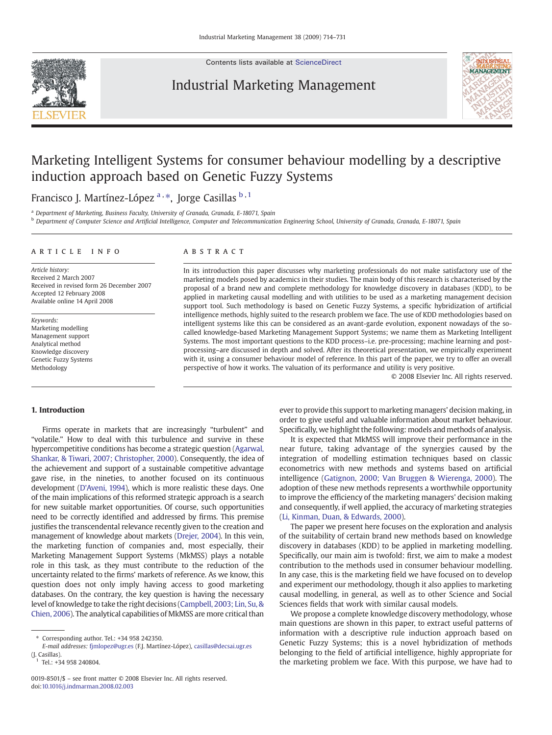Contents lists available at ScienceDirect

Industrial Marketing Management

# Marketing Intelligent Systems for consumer behaviour modelling by a descriptive induction approach based on Genetic Fuzzy Systems

Francisco J. Martínez-López [a,*], Jorge Casillas [b,1]

[a] Department of Marketing, Business Faculty, University of Granada, Granada, E-18071, Spain

[b] Department of Computer Science and Artificial Intelligence, Computer and Telecommunication Engineering School, University of Granada, Granada, E-18071, Spain

**ARTICLE INFO**

*Article history:*
Received 2 March 2007
Received in revised form 26 December 2007
Accepted 12 February 2008
Available online 14 April 2008

*Keywords:*
Marketing modelling
Management support
Analytical method
Knowledge discovery
Genetic Fuzzy Systems
Methodology

**ABSTRACT**

In its introduction this paper discusses why marketing professionals do not make satisfactory use of the marketing models posed by academics in their studies. The main body of this research is characterised by the proposal of a brand new and complete methodology for knowledge discovery in databases (KDD), to be applied in marketing causal modelling and with utilities to be used as a marketing management decision support tool. Such methodology is based on Genetic Fuzzy Systems, a specific hybridization of artificial intelligence methods, highly suited to the research problem we face. The use of KDD methodologies based on intelligent systems like this can be considered as an avant-garde evolution, exponent nowadays of the so-called knowledge-based Marketing Management Support Systems; we name them as Marketing Intelligent Systems. The most important questions to the KDD process–i.e. pre-processing; machine learning and post-processing–are discussed in depth and solved. After its theoretical presentation, we empirically experiment with it, using a consumer behaviour model of reference. In this part of the paper, we try to offer an overall perspective of how it works. The valuation of its performance and utility is very positive.

© 2008 Elsevier Inc. All rights reserved.

## 1. Introduction

Firms operate in markets that are increasingly "turbulent" and "volatile." How to deal with this turbulence and survive in these hypercompetitive conditions has become a strategic question (Agarwal, Shankar, & Tiwari, 2007; Christopher, 2000). Consequently, the idea of the achievement and support of a sustainable competitive advantage gave rise, in the nineties, to another focused on its continuous development (D'Aveni, 1994), which is more realistic these days. One of the main implications of this reformed strategic approach is a search for new suitable market opportunities. Of course, such opportunities need to be correctly identified and addressed by firms. This premise justifies the transcendental relevance recently given to the creation and management of knowledge about markets (Drejer, 2004). In this vein, the marketing function of companies and, most especially, their Marketing Management Support Systems (MkMSS) plays a notable role in this task, as they must contribute to the reduction of the uncertainty related to the firms' markets of reference. As we know, this question does not only imply having access to good marketing databases. On the contrary, the key question is having the necessary level of knowledge to take the right decisions (Campbell, 2003; Lin, Su, & Chien, 2006). The analytical capabilities of MkMSS are more critical than ever to provide this support to marketing managers' decision making, in order to give useful and valuable information about market behaviour. Specifically, we highlight the following: models and methods of analysis.

It is expected that MkMSS will improve their performance in the near future, taking advantage of the synergies caused by the integration of modelling estimation techniques based on classic econometrics with new methods and systems based on artificial intelligence (Gatignon, 2000; Van Bruggen & Wierenga, 2000). The adoption of these new methods represents a worthwhile opportunity to improve the efficiency of the marketing managers' decision making and consequently, if well applied, the accuracy of marketing strategies (Li, Kinman, Duan, & Edwards, 2000).

The paper we present here focuses on the exploration and analysis of the suitability of certain brand new methods based on knowledge discovery in databases (KDD) to be applied in marketing modelling. Specifically, our main aim is twofold: first, we aim to make a modest contribution to the methods used in consumer behaviour modelling. In any case, this is the marketing field we have focused on to develop and experiment our methodology, though it also applies to marketing causal modelling, in general, as well as to other Science and Social Sciences fields that work with similar causal models.

We propose a complete knowledge discovery methodology, whose main questions are shown in this paper, to extract useful patterns of information with a descriptive rule induction approach based on Genetic Fuzzy Systems; this is a novel hybridization of methods belonging to the field of artificial intelligence, highly appropriate for the marketing problem we face. With this purpose, we have had to

\* Corresponding author. Tel.: +34 958 242350.
E-mail addresses: fjmlopez@ugr.es (F.J. Martínez-López), casillas@decsai.ugr.es (J. Casillas).
[1] Tel.: +34 958 240804.

0019-8501/$ – see front matter © 2008 Elsevier Inc. All rights reserved.
doi:10.1016/j.indmarman.2008.02.003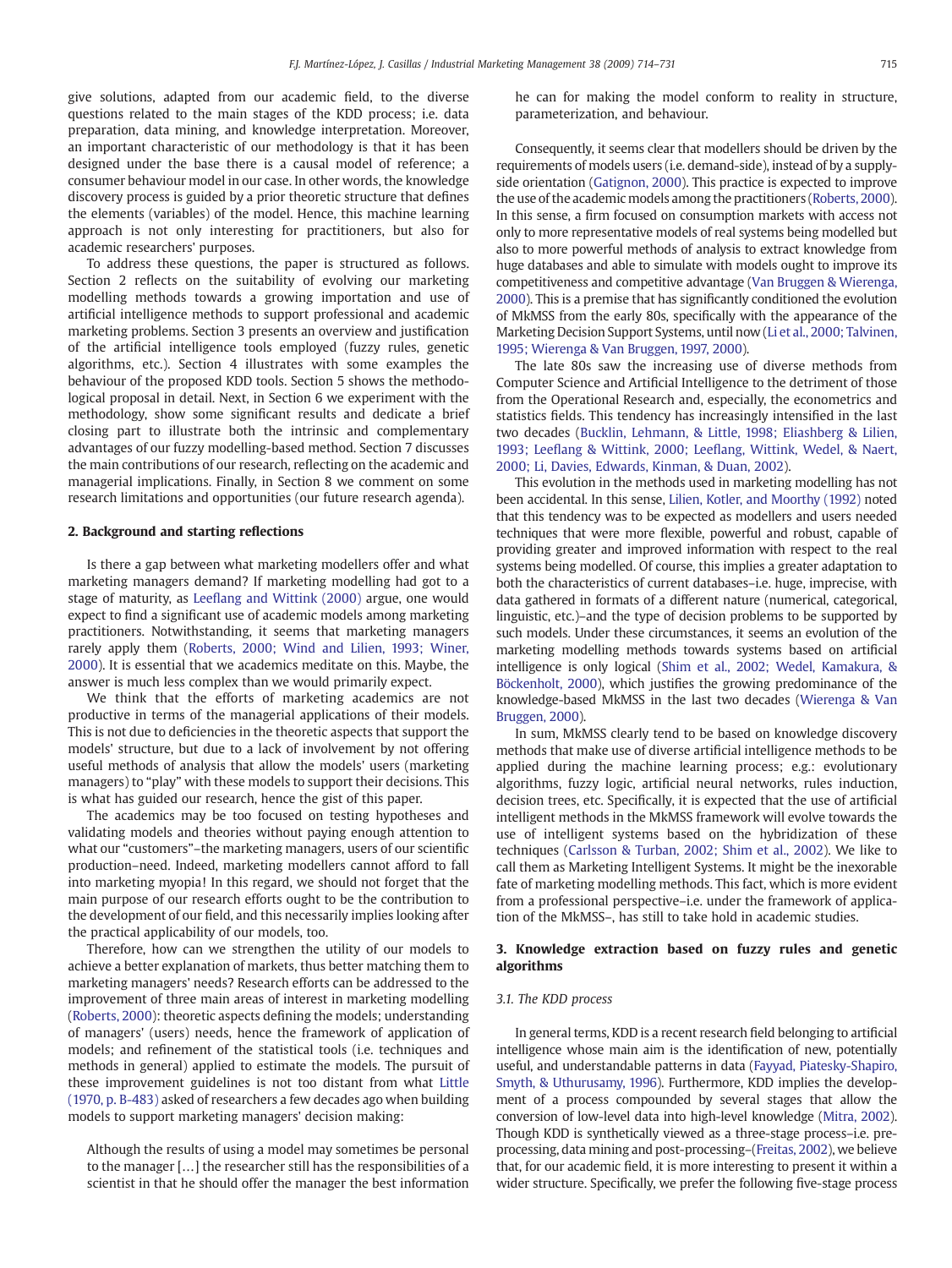give solutions, adapted from our academic field, to the diverse questions related to the main stages of the KDD process; i.e. data preparation, data mining, and knowledge interpretation. Moreover, an important characteristic of our methodology is that it has been designed under the base there is a causal model of reference; a consumer behaviour model in our case. In other words, the knowledge discovery process is guided by a prior theoretic structure that defines the elements (variables) of the model. Hence, this machine learning approach is not only interesting for practitioners, but also for academic researchers' purposes.

To address these questions, the paper is structured as follows. Section 2 reflects on the suitability of evolving our marketing modelling methods towards a growing importance and use of artificial intelligence methods to support professional and academic marketing problems. Section 3 presents an overview and justification of the artificial intelligence tools employed (fuzzy rules, genetic algorithms, etc.). Section 4 illustrates with some examples the behaviour of the proposed KDD tools. Section 5 shows the methodological proposal in detail. Next, in Section 6 we experiment with the methodology, show some significant results and dedicate a brief closing part to illustrate both the intrinsic and complementary advantages of our fuzzy modelling-based method. Section 7 discusses the main contributions of our research, reflecting on the academic and managerial implications. Finally, in Section 8 we comment on some research limitations and opportunities (our future research agenda).

## 2. Background and starting reflections

Is there a gap between what marketing modellers offer and what marketing managers demand? If marketing modelling had got to a stage of maturity, as Leeflang and Wittink (2000) argue, one would expect to find a significant use of academic models among marketing practitioners. Notwithstanding, it seems that marketing managers rarely apply them (Roberts, 2000; Wind and Lilien, 1993; Winer, 2000). It is essential that we academics meditate on this. Maybe, the answer is much less complex than we would primarily expect.

We think that the efforts of marketing academics are not productive in terms of the managerial applications of their models. This is not due to deficiencies in the theoretic aspects that support the models' structure, but due to a lack of involvement by not offering useful methods of analysis that allow the models' users (marketing managers) to "play" with these models to support their decisions. This is what has guided our research, hence the gist of this paper.

The academics may be too focused on testing hypotheses and validating models and theories without paying enough attention to what our "customers"–the marketing managers, users of our scientific production–need. Indeed, marketing modellers cannot afford to fall into marketing myopia! In this regard, we should not forget that the main purpose of our research efforts ought to be the contribution to the development of our field, and this necessarily implies looking after the practical applicability of our models, too.

Therefore, how can we strengthen the utility of our models to achieve a better explanation of markets, thus better matching them to marketing managers' needs? Research efforts can be addressed to the improvement of three main areas of interest in marketing modelling (Roberts, 2000): theoretic aspects defining the models; understanding of managers' (users) needs, hence the framework of application of models; and refinement of the statistical tools (i.e. techniques and methods in general) applied to estimate the models. The pursuit of these improvement guidelines is not too distant from what Little (1970, p. B-483) asked of researchers a few decades ago when building models to support marketing managers' decision making:

> Although the results of using a model may sometimes be personal to the manager […] the researcher still has the responsibilities of a scientist in that he should offer the manager the best information he can for making the model conform to reality in structure, parameterization, and behaviour.

Consequently, it seems clear that modellers should be driven by the requirements of models users (i.e. demand-side), instead of by a supply-side orientation (Gatignon, 2000). This practice is expected to improve the use of the academic models among the practitioners (Roberts, 2000). In this sense, a firm focused on consumption markets with access not only to more representative models of real systems being modelled but also to more powerful methods of analysis to extract knowledge from huge databases and able to simulate with models ought to improve its competitiveness and competitive advantage (Van Bruggen & Wierenga, 2000). This is a premise that has significantly conditioned the evolution of MkMSS from the early 80s, specifically with the appearance of the Marketing Decision Support Systems, until now (Li et al., 2000; Talvinen, 1995; Wierenga & Van Bruggen, 1997, 2000).

The late 80s saw the increasing use of diverse methods from Computer Science and Artificial Intelligence to the detriment of those from the Operational Research and, especially, the econometrics and statistics fields. This tendency has increasingly intensified in the last two decades (Bucklin, Lehmann, & Little, 1998; Eliashberg & Lilien, 1993; Leeflang & Wittink, 2000; Leeflang, Wittink, Wedel, & Naert, 2000; Li, Davies, Edwards, Kinman, & Duan, 2002).

This evolution in the methods used in marketing modelling has not been accidental. In this sense, Lilien, Kotler, and Moorthy (1992) noted that this tendency was to be expected as modellers and users needed techniques that were more flexible, powerful and robust, capable of providing greater and improved information with respect to the real systems being modelled. Of course, this implies a greater adaptation to both the characteristics of current databases–i.e. huge, imprecise, with data gathered in formats of a different nature (numerical, categorical, linguistic, etc.)–and the type of decision problems to be supported by such models. Under these circumstances, it seems an evolution of the marketing modelling methods towards systems based on artificial intelligence is only logical (Shim et al., 2002; Wedel, Kamakura, & Böckenholt, 2000), which justifies the growing predominance of the knowledge-based MkMSS in the last two decades (Wierenga & Van Bruggen, 2000).

In sum, MkMSS clearly tend to be based on knowledge discovery methods that make use of diverse artificial intelligence methods to be applied during the machine learning process; e.g.: evolutionary algorithms, fuzzy logic, artificial neural networks, rules induction, decision trees, etc. Specifically, it is expected that the use of artificial intelligent methods in the MkMSS framework will evolve towards the use of intelligent systems based on the hybridization of these techniques (Carlsson & Turban, 2002; Shim et al., 2002). We like to call them as Marketing Intelligent Systems. It might be the inexorable fate of marketing modelling methods. This fact, which is more evident from a professional perspective–i.e. under the framework of application of the MkMSS–, has still to take hold in academic studies.

## 3. Knowledge extraction based on fuzzy rules and genetic algorithms

### 3.1. The KDD process

In general terms, KDD is a recent research field belonging to artificial intelligence whose main aim is the identification of new, potentially useful, and understandable patterns in data (Fayyad, Piatesky-Shapiro, Smyth, & Uthurusamy, 1996). Furthermore, KDD implies the development of a process compounded by several stages that allow the conversion of low-level data into high-level knowledge (Mitra, 2002). Though KDD is synthetically viewed as a three-stage process–i.e. pre-processing, data mining and post-processing–(Freitas, 2002), we believe that, for our academic field, it is more interesting to present it within a wider structure. Specifically, we prefer the following five-stage process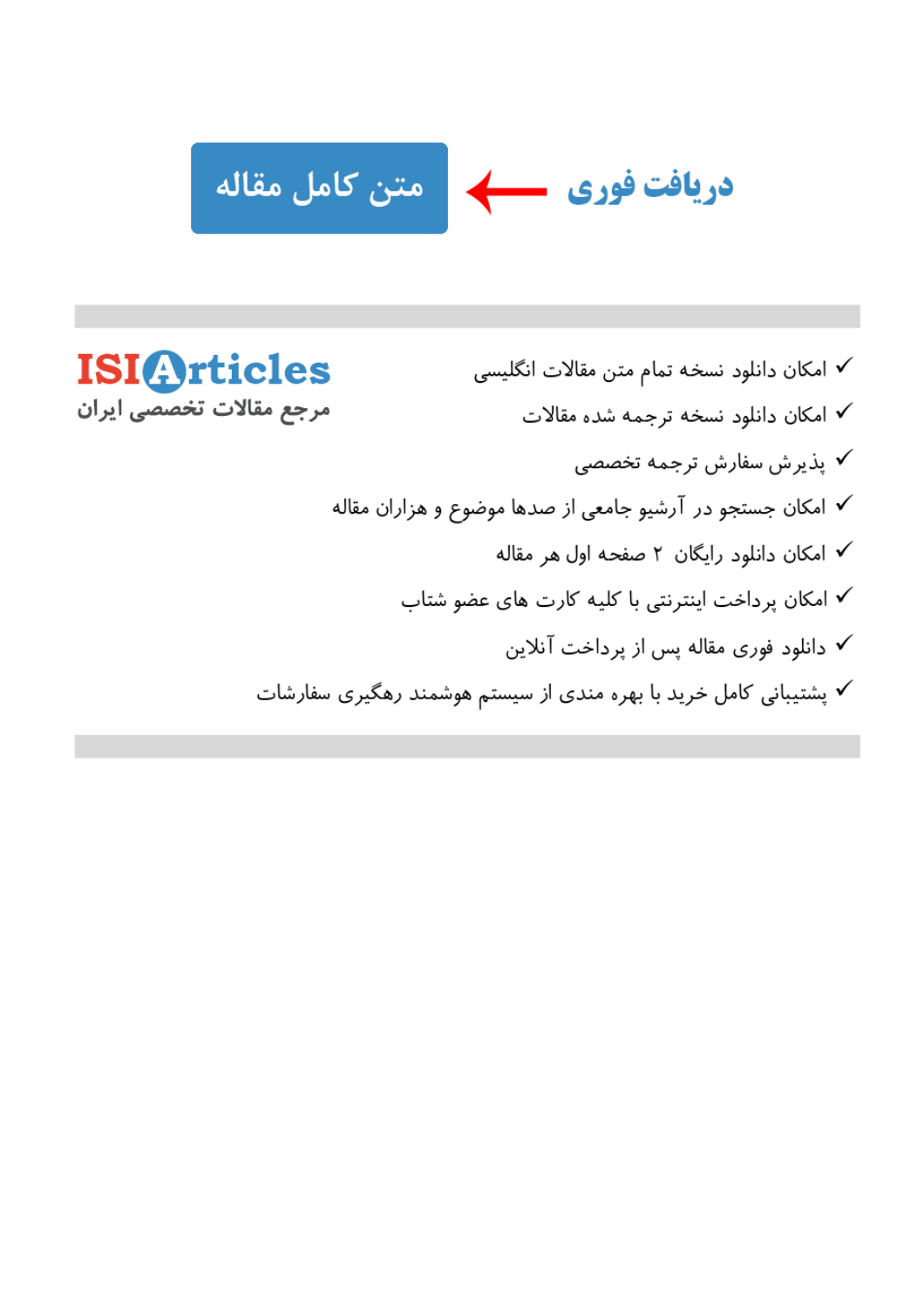دریافت فوری ← **متن کامل مقاله**

**ISIArticles**
مرجع مقالات تخصصی ایران

- ✓ امکان دانلود نسخه تمام متن مقالات انگلیسی
- ✓ امکان دانلود نسخه ترجمه شده مقالات
- ✓ پذیرش سفارش ترجمه تخصصی
- ✓ امکان جستجو در آرشیو جامعی از صدها موضوع و هزاران مقاله
- ✓ امکان دانلود رایگان ۲ صفحه اول هر مقاله
- ✓ امکان پرداخت اینترنتی با کلیه کارت های عضو شتاب
- ✓ دانلود فوری مقاله پس از پرداخت آنلاین
- ✓ پشتیبانی کامل خرید با بهره مندی از سیستم هوشمند رهگیری سفارشات